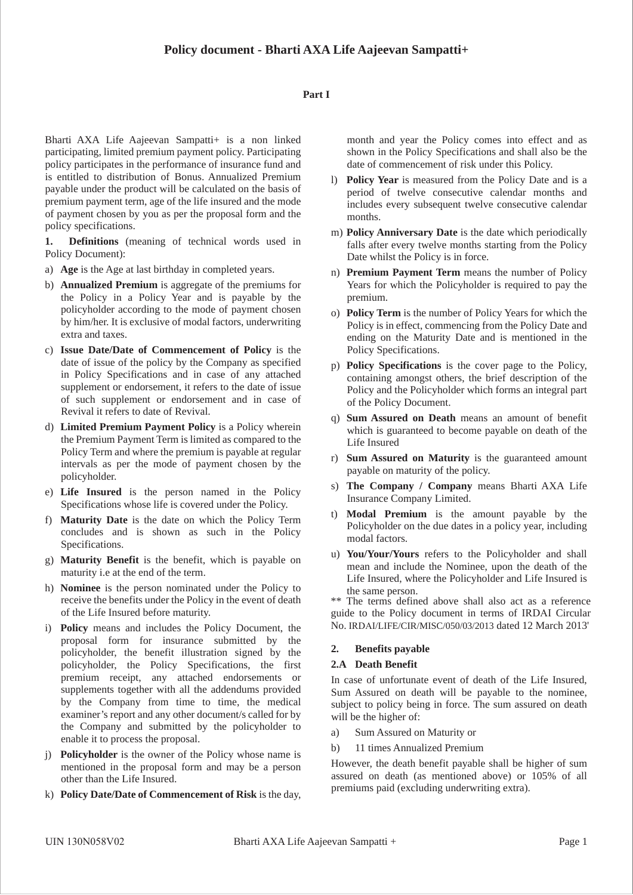# Policy document - Bharti AXA Life Aajeevan Sampatti+

## Part I

Bharti AXA Life Aajeevan Sampatti+ is a non linked participating, limited premium payment policy. Participating policy participates in the performance of insurance fund and is entitled to distribution of Bonus. Annualized Premium payable under the product will be calculated on the basis of premium payment term, age of the life insured and the mode of payment chosen by you as per the proposal form and the policy specifications.

**1. Definitions** (meaning of technical words used in Policy Document):

a) **Age** is the Age at last birthday in completed years.

b) **Annualized Premium** is aggregate of the premiums for the Policy in a Policy Year and is payable by the policyholder according to the mode of payment chosen by him/her. It is exclusive of modal factors, underwriting extra and taxes.

c) **Issue Date/Date of Commencement of Policy** is the date of issue of the policy by the Company as specified in Policy Specifications and in case of any attached supplement or endorsement, it refers to the date of issue of such supplement or endorsement and in case of Revival it refers to date of Revival.

d) **Limited Premium Payment Policy** is a Policy wherein the Premium Payment Term is limited as compared to the Policy Term and where the premium is payable at regular intervals as per the mode of payment chosen by the policyholder.

e) **Life Insured** is the person named in the Policy Specifications whose life is covered under the Policy.

f) **Maturity Date** is the date on which the Policy Term concludes and is shown as such in the Policy Specifications.

g) **Maturity Benefit** is the benefit, which is payable on maturity i.e at the end of the term.

h) **Nominee** is the person nominated under the Policy to receive the benefits under the Policy in the event of death of the Life Insured before maturity.

i) **Policy** means and includes the Policy Document, the proposal form for insurance submitted by the policyholder, the benefit illustration signed by the policyholder, the Policy Specifications, the first premium receipt, any attached endorsements or supplements together with all the addendums provided by the Company from time to time, the medical examiner's report and any other document/s called for by the Company and submitted by the policyholder to enable it to process the proposal.

j) **Policyholder** is the owner of the Policy whose name is mentioned in the proposal form and may be a person other than the Life Insured.

k) **Policy Date/Date of Commencement of Risk** is the day, month and year the Policy comes into effect and as shown in the Policy Specifications and shall also be the date of commencement of risk under this Policy.

l) **Policy Year** is measured from the Policy Date and is a period of twelve consecutive calendar months and includes every subsequent twelve consecutive calendar months.

m) **Policy Anniversary Date** is the date which periodically falls after every twelve months starting from the Policy Date whilst the Policy is in force.

n) **Premium Payment Term** means the number of Policy Years for which the Policyholder is required to pay the premium.

o) **Policy Term** is the number of Policy Years for which the Policy is in effect, commencing from the Policy Date and ending on the Maturity Date and is mentioned in the Policy Specifications.

p) **Policy Specifications** is the cover page to the Policy, containing amongst others, the brief description of the Policy and the Policyholder which forms an integral part of the Policy Document.

q) **Sum Assured on Death** means an amount of benefit which is guaranteed to become payable on death of the Life Insured

r) **Sum Assured on Maturity** is the guaranteed amount payable on maturity of the policy.

s) **The Company / Company** means Bharti AXA Life Insurance Company Limited.

t) **Modal Premium** is the amount payable by the Policyholder on the due dates in a policy year, including modal factors.

u) **You/Your/Yours** refers to the Policyholder and shall mean and include the Nominee, upon the death of the Life Insured, where the Policyholder and Life Insured is the same person.

** The terms defined above shall also act as a reference guide to the Policy document in terms of IRDAI Circular No. IRDAI/LIFE/CIR/MISC/050/03/2013 dated 12 March 2013'

### 2. Benefits payable

#### 2.A Death Benefit

In case of unfortunate event of death of the Life Insured, Sum Assured on death will be payable to the nominee, subject to policy being in force. The sum assured on death will be the higher of:

a) Sum Assured on Maturity or

b) 11 times Annualized Premium

However, the death benefit payable shall be higher of sum assured on death (as mentioned above) or 105% of all premiums paid (excluding underwriting extra).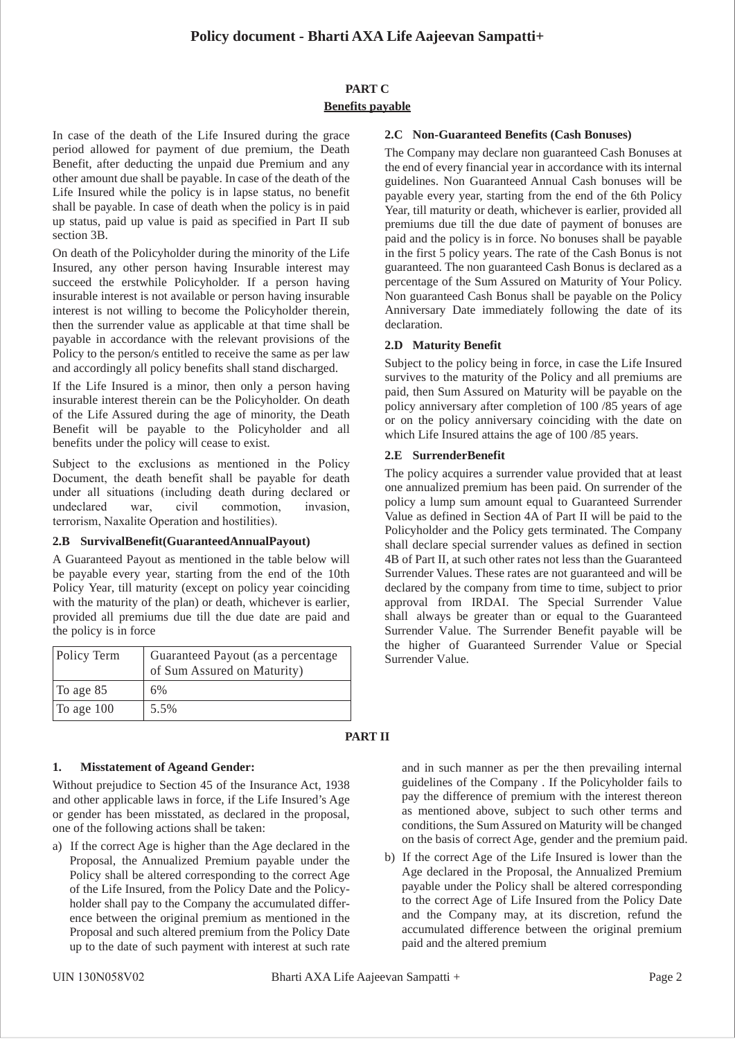## PART C

### Benefits payable

In case of the death of the Life Insured during the grace period allowed for payment of due premium, the Death Benefit, after deducting the unpaid due Premium and any other amount due shall be payable. In case of the death of the Life Insured while the policy is in lapse status, no benefit shall be payable. In case of death when the policy is in paid up status, paid up value is paid as specified in Part II sub section 3B.

On death of the Policyholder during the minority of the Life Insured, any other person having Insurable interest may succeed the erstwhile Policyholder. If a person having insurable interest is not available or person having insurable interest is not willing to become the Policyholder therein, then the surrender value as applicable at that time shall be payable in accordance with the relevant provisions of the Policy to the person/s entitled to receive the same as per law and accordingly all policy benefits shall stand discharged.

If the Life Insured is a minor, then only a person having insurable interest therein can be the Policyholder. On death of the Life Assured during the age of minority, the Death Benefit will be payable to the Policyholder and all benefits under the policy will cease to exist.

Subject to the exclusions as mentioned in the Policy Document, the death benefit shall be payable for death under all situations (including death during declared or undeclared war, civil commotion, invasion, terrorism, Naxalite Operation and hostilities).

**2.B SurvivalBenefit(GuaranteedAnnualPayout)**

A Guaranteed Payout as mentioned in the table below will be payable every year, starting from the end of the 10th Policy Year, till maturity (except on policy year coinciding with the maturity of the plan) or death, whichever is earlier, provided all premiums due till the due date are paid and the policy is in force

| Policy Term | Guaranteed Payout (as a percentage of Sum Assured on Maturity) |
|---|---|
| To age 85 | 6% |
| To age 100 | 5.5% |

**2.C Non-Guaranteed Benefits (Cash Bonuses)**

The Company may declare non guaranteed Cash Bonuses at the end of every financial year in accordance with its internal guidelines. Non Guaranteed Annual Cash bonuses will be payable every year, starting from the end of the 6th Policy Year, till maturity or death, whichever is earlier, provided all premiums due till the due date of payment of bonuses are paid and the policy is in force. No bonuses shall be payable in the first 5 policy years. The rate of the Cash Bonus is not guaranteed. The non guaranteed Cash Bonus is declared as a percentage of the Sum Assured on Maturity of Your Policy. Non guaranteed Cash Bonus shall be payable on the Policy Anniversary Date immediately following the date of its declaration.

**2.D Maturity Benefit**

Subject to the policy being in force, in case the Life Insured survives to the maturity of the Policy and all premiums are paid, then Sum Assured on Maturity will be payable on the policy anniversary after completion of 100 /85 years of age or on the policy anniversary coinciding with the date on which Life Insured attains the age of 100 /85 years.

**2.E SurrenderBenefit**

The policy acquires a surrender value provided that at least one annualized premium has been paid. On surrender of the policy a lump sum amount equal to Guaranteed Surrender Value as defined in Section 4A of Part II will be paid to the Policyholder and the Policy gets terminated. The Company shall declare special surrender values as defined in section 4B of Part II, at such other rates not less than the Guaranteed Surrender Values. These rates are not guaranteed and will be declared by the company from time to time, subject to prior approval from IRDAI. The Special Surrender Value shall always be greater than or equal to the Guaranteed Surrender Value. The Surrender Benefit payable will be the higher of Guaranteed Surrender Value or Special Surrender Value.

## PART II

**1. Misstatement of Ageand Gender:**

Without prejudice to Section 45 of the Insurance Act, 1938 and other applicable laws in force, if the Life Insured's Age or gender has been misstated, as declared in the proposal, one of the following actions shall be taken:

a) If the correct Age is higher than the Age declared in the Proposal, the Annualized Premium payable under the Policy shall be altered corresponding to the correct Age of the Life Insured, from the Policy Date and the Policyholder shall pay to the Company the accumulated difference between the original premium as mentioned in the Proposal and such altered premium from the Policy Date up to the date of such payment with interest at such rate and in such manner as per the then prevailing internal guidelines of the Company . If the Policyholder fails to pay the difference of premium with the interest thereon as mentioned above, subject to such other terms and conditions, the Sum Assured on Maturity will be changed on the basis of correct Age, gender and the premium paid.

b) If the correct Age of the Life Insured is lower than the Age declared in the Proposal, the Annualized Premium payable under the Policy shall be altered corresponding to the correct Age of Life Insured from the Policy Date and the Company may, at its discretion, refund the accumulated difference between the original premium paid and the altered premium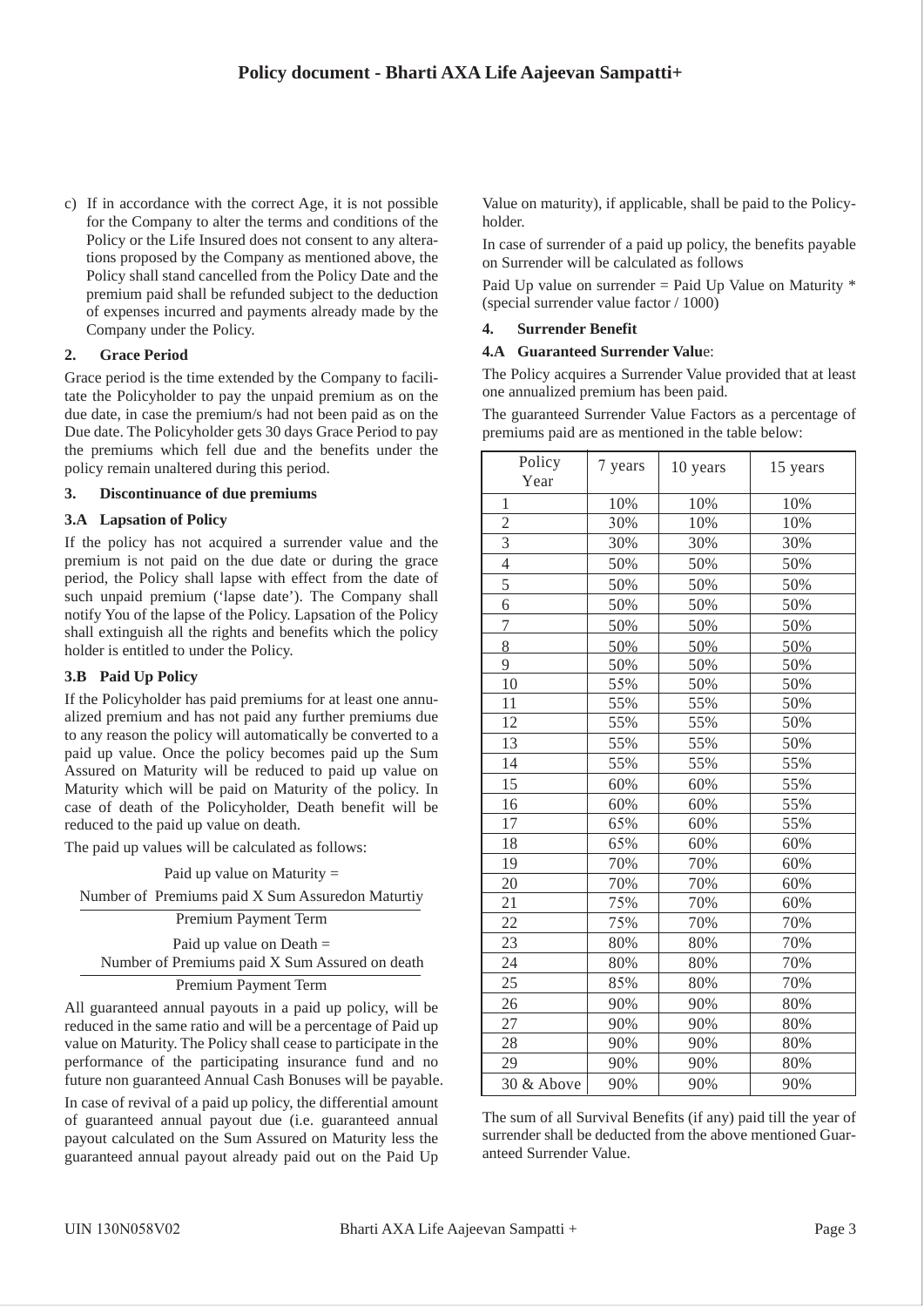c) If in accordance with the correct Age, it is not possible for the Company to alter the terms and conditions of the Policy or the Life Insured does not consent to any alterations proposed by the Company as mentioned above, the Policy shall stand cancelled from the Policy Date and the premium paid shall be refunded subject to the deduction of expenses incurred and payments already made by the Company under the Policy.

### 2. Grace Period

Grace period is the time extended by the Company to facilitate the Policyholder to pay the unpaid premium as on the due date, in case the premium/s had not been paid as on the Due date. The Policyholder gets 30 days Grace Period to pay the premiums which fell due and the benefits under the policy remain unaltered during this period.

### 3. Discontinuance of due premiums

#### 3.A Lapsation of Policy

If the policy has not acquired a surrender value and the premium is not paid on the due date or during the grace period, the Policy shall lapse with effect from the date of such unpaid premium ('lapse date'). The Company shall notify You of the lapse of the Policy. Lapsation of the Policy shall extinguish all the rights and benefits which the policy holder is entitled to under the Policy.

#### 3.B Paid Up Policy

If the Policyholder has paid premiums for at least one annualized premium and has not paid any further premiums due to any reason the policy will automatically be converted to a paid up value. Once the policy becomes paid up the Sum Assured on Maturity will be reduced to paid up value on Maturity which will be paid on Maturity of the policy. In case of death of the Policyholder, Death benefit will be reduced to the paid up value on death.

The paid up values will be calculated as follows:

$$\text{Paid up value on Maturity} = \frac{\text{Number of Premiums paid X Sum Assuredon Maturtiy}}{\text{Premium Payment Term}}$$

$$\text{Paid up value on Death} = \frac{\text{Number of Premiums paid X Sum Assured on death}}{\text{Premium Payment Term}}$$

All guaranteed annual payouts in a paid up policy, will be reduced in the same ratio and will be a percentage of Paid up value on Maturity. The Policy shall cease to participate in the performance of the participating insurance fund and no future non guaranteed Annual Cash Bonuses will be payable.

In case of revival of a paid up policy, the differential amount of guaranteed annual payout due (i.e. guaranteed annual payout calculated on the Sum Assured on Maturity less the guaranteed annual payout already paid out on the Paid Up Value on maturity), if applicable, shall be paid to the Policyholder.

In case of surrender of a paid up policy, the benefits payable on Surrender will be calculated as follows

Paid Up value on surrender = Paid Up Value on Maturity * (special surrender value factor / 1000)

### 4. Surrender Benefit

#### 4.A Guaranteed Surrender Value:

The Policy acquires a Surrender Value provided that at least one annualized premium has been paid.

The guaranteed Surrender Value Factors as a percentage of premiums paid are as mentioned in the table below:

| Policy Year | 7 years | 10 years | 15 years |
|---|---|---|---|
| 1 | 10% | 10% | 10% |
| 2 | 30% | 10% | 10% |
| 3 | 30% | 30% | 30% |
| 4 | 50% | 50% | 50% |
| 5 | 50% | 50% | 50% |
| 6 | 50% | 50% | 50% |
| 7 | 50% | 50% | 50% |
| 8 | 50% | 50% | 50% |
| 9 | 50% | 50% | 50% |
| 10 | 55% | 50% | 50% |
| 11 | 55% | 55% | 50% |
| 12 | 55% | 55% | 50% |
| 13 | 55% | 55% | 50% |
| 14 | 55% | 55% | 55% |
| 15 | 60% | 60% | 55% |
| 16 | 60% | 60% | 55% |
| 17 | 65% | 60% | 55% |
| 18 | 65% | 60% | 60% |
| 19 | 70% | 70% | 60% |
| 20 | 70% | 70% | 60% |
| 21 | 75% | 70% | 60% |
| 22 | 75% | 70% | 70% |
| 23 | 80% | 80% | 70% |
| 24 | 80% | 80% | 70% |
| 25 | 85% | 80% | 70% |
| 26 | 90% | 90% | 80% |
| 27 | 90% | 90% | 80% |
| 28 | 90% | 90% | 80% |
| 29 | 90% | 90% | 80% |
| 30 & Above | 90% | 90% | 90% |

The sum of all Survival Benefits (if any) paid till the year of surrender shall be deducted from the above mentioned Guaranteed Surrender Value.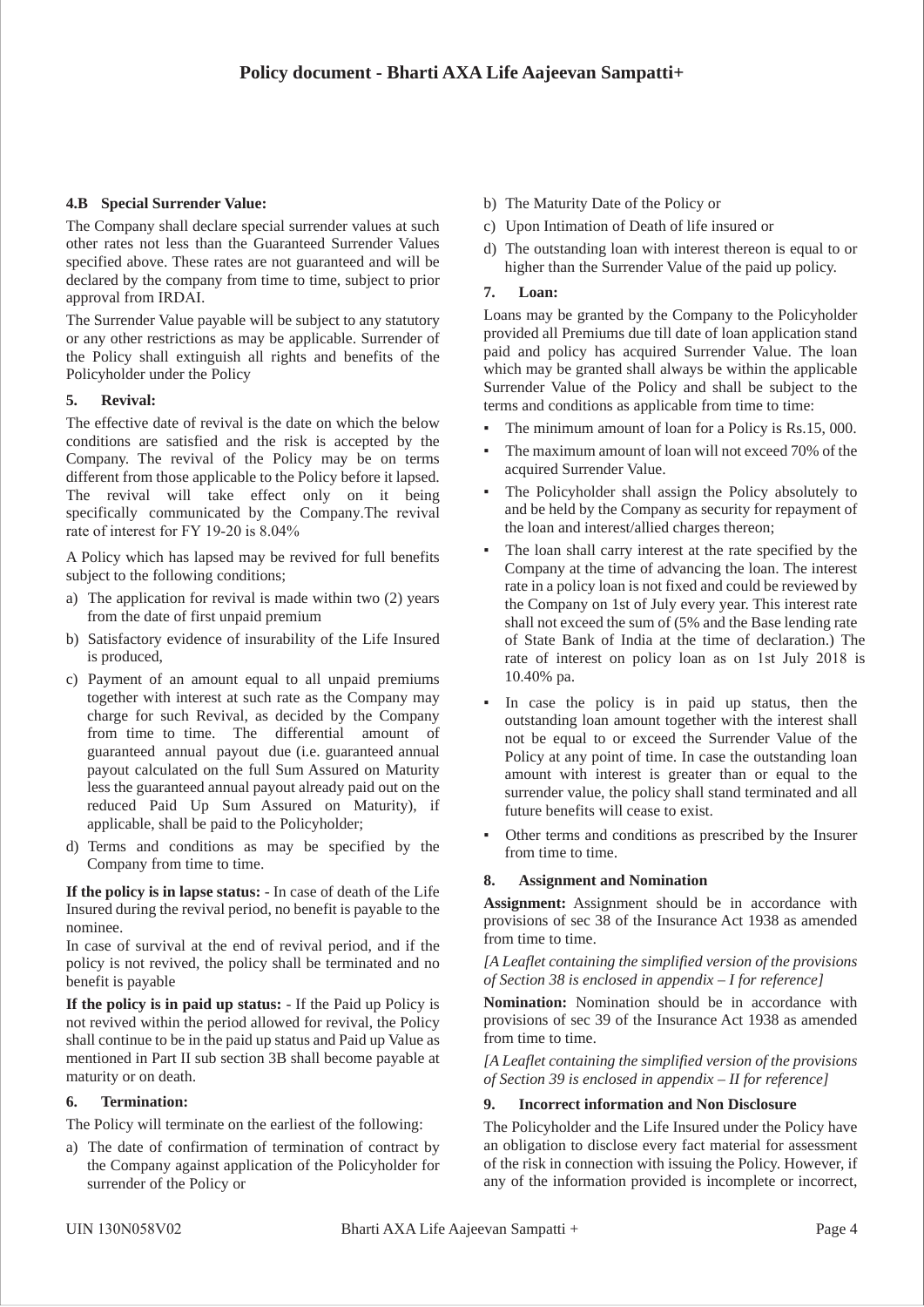#### 4.B Special Surrender Value:

The Company shall declare special surrender values at such other rates not less than the Guaranteed Surrender Values specified above. These rates are not guaranteed and will be declared by the company from time to time, subject to prior approval from IRDAI.

The Surrender Value payable will be subject to any statutory or any other restrictions as may be applicable. Surrender of the Policy shall extinguish all rights and benefits of the Policyholder under the Policy

#### 5. Revival:

The effective date of revival is the date on which the below conditions are satisfied and the risk is accepted by the Company. The revival of the Policy may be on terms different from those applicable to the Policy before it lapsed. The revival will take effect only on it being specifically communicated by the Company.The revival rate of interest for FY 19-20 is 8.04%

A Policy which has lapsed may be revived for full benefits subject to the following conditions;

a) The application for revival is made within two (2) years from the date of first unpaid premium
b) Satisfactory evidence of insurability of the Life Insured is produced,
c) Payment of an amount equal to all unpaid premiums together with interest at such rate as the Company may charge for such Revival, as decided by the Company from time to time. The differential amount of guaranteed annual payout due (i.e. guaranteed annual payout calculated on the full Sum Assured on Maturity less the guaranteed annual payout already paid out on the reduced Paid Up Sum Assured on Maturity), if applicable, shall be paid to the Policyholder;
d) Terms and conditions as may be specified by the Company from time to time.

**If the policy is in lapse status:** - In case of death of the Life Insured during the revival period, no benefit is payable to the nominee.
In case of survival at the end of revival period, and if the policy is not revived, the policy shall be terminated and no benefit is payable

**If the policy is in paid up status:** - If the Paid up Policy is not revived within the period allowed for revival, the Policy shall continue to be in the paid up status and Paid up Value as mentioned in Part II sub section 3B shall become payable at maturity or on death.

#### 6. Termination:

The Policy will terminate on the earliest of the following:

a) The date of confirmation of termination of contract by the Company against application of the Policyholder for surrender of the Policy or
b) The Maturity Date of the Policy or
c) Upon Intimation of Death of life insured or
d) The outstanding loan with interest thereon is equal to or higher than the Surrender Value of the paid up policy.

#### 7. Loan:

Loans may be granted by the Company to the Policyholder provided all Premiums due till date of loan application stand paid and policy has acquired Surrender Value. The loan which may be granted shall always be within the applicable Surrender Value of the Policy and shall be subject to the terms and conditions as applicable from time to time:

- The minimum amount of loan for a Policy is Rs.15, 000.
- The maximum amount of loan will not exceed 70% of the acquired Surrender Value.
- The Policyholder shall assign the Policy absolutely to and be held by the Company as security for repayment of the loan and interest/allied charges thereon;
- The loan shall carry interest at the rate specified by the Company at the time of advancing the loan. The interest rate in a policy loan is not fixed and could be reviewed by the Company on 1st of July every year. This interest rate shall not exceed the sum of (5% and the Base lending rate of State Bank of India at the time of declaration.) The rate of interest on policy loan as on 1st July 2018 is 10.40% pa.
- In case the policy is in paid up status, then the outstanding loan amount together with the interest shall not be equal to or exceed the Surrender Value of the Policy at any point of time. In case the outstanding loan amount with interest is greater than or equal to the surrender value, the policy shall stand terminated and all future benefits will cease to exist.
- Other terms and conditions as prescribed by the Insurer from time to time.

#### 8. Assignment and Nomination

**Assignment:** Assignment should be in accordance with provisions of sec 38 of the Insurance Act 1938 as amended from time to time.

*[A Leaflet containing the simplified version of the provisions of Section 38 is enclosed in appendix – I for reference]*

**Nomination:** Nomination should be in accordance with provisions of sec 39 of the Insurance Act 1938 as amended from time to time.

*[A Leaflet containing the simplified version of the provisions of Section 39 is enclosed in appendix – II for reference]*

#### 9. Incorrect information and Non Disclosure

The Policyholder and the Life Insured under the Policy have an obligation to disclose every fact material for assessment of the risk in connection with issuing the Policy. However, if any of the information provided is incomplete or incorrect,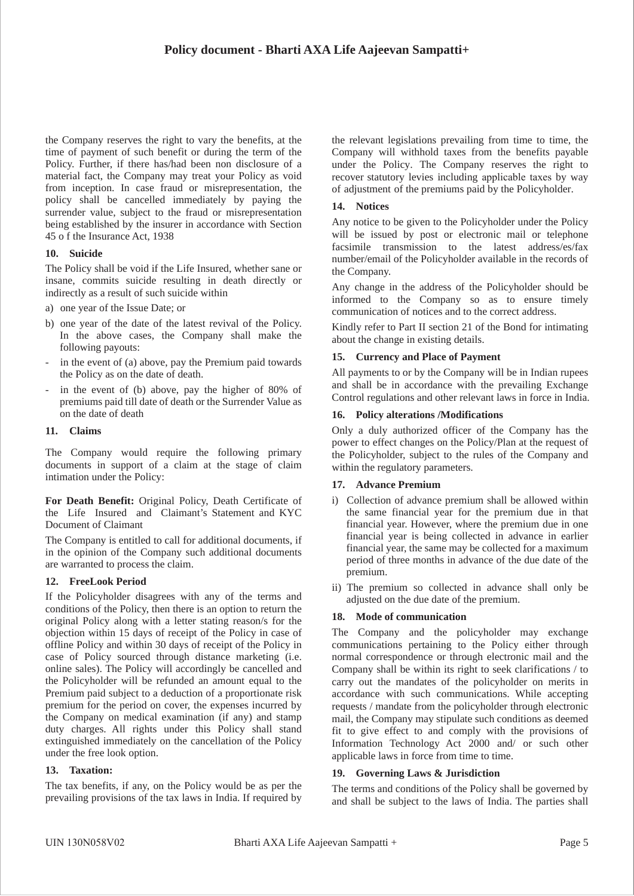the Company reserves the right to vary the benefits, at the time of payment of such benefit or during the term of the Policy. Further, if there has/had been non disclosure of a material fact, the Company may treat your Policy as void from inception. In case fraud or misrepresentation, the policy shall be cancelled immediately by paying the surrender value, subject to the fraud or misrepresentation being established by the insurer in accordance with Section 45 o f the Insurance Act, 1938

#### 10. Suicide

The Policy shall be void if the Life Insured, whether sane or insane, commits suicide resulting in death directly or indirectly as a result of such suicide within

a) one year of the Issue Date; or

b) one year of the date of the latest revival of the Policy. In the above cases, the Company shall make the following payouts:

- in the event of (a) above, pay the Premium paid towards the Policy as on the date of death.
- in the event of (b) above, pay the higher of 80% of premiums paid till date of death or the Surrender Value as on the date of death

#### 11. Claims

The Company would require the following primary documents in support of a claim at the stage of claim intimation under the Policy:

**For Death Benefit:** Original Policy, Death Certificate of the Life Insured and Claimant's Statement and KYC Document of Claimant

The Company is entitled to call for additional documents, if in the opinion of the Company such additional documents are warranted to process the claim.

#### 12. FreeLook Period

If the Policyholder disagrees with any of the terms and conditions of the Policy, then there is an option to return the original Policy along with a letter stating reason/s for the objection within 15 days of receipt of the Policy in case of offline Policy and within 30 days of receipt of the Policy in case of Policy sourced through distance marketing (i.e. online sales). The Policy will accordingly be cancelled and the Policyholder will be refunded an amount equal to the Premium paid subject to a deduction of a proportionate risk premium for the period on cover, the expenses incurred by the Company on medical examination (if any) and stamp duty charges. All rights under this Policy shall stand extinguished immediately on the cancellation of the Policy under the free look option.

#### 13. Taxation:

The tax benefits, if any, on the Policy would be as per the prevailing provisions of the tax laws in India. If required by the relevant legislations prevailing from time to time, the Company will withhold taxes from the benefits payable under the Policy. The Company reserves the right to recover statutory levies including applicable taxes by way of adjustment of the premiums paid by the Policyholder.

#### 14. Notices

Any notice to be given to the Policyholder under the Policy will be issued by post or electronic mail or telephone facsimile transmission to the latest address/es/fax number/email of the Policyholder available in the records of the Company.

Any change in the address of the Policyholder should be informed to the Company so as to ensure timely communication of notices and to the correct address.

Kindly refer to Part II section 21 of the Bond for intimating about the change in existing details.

#### 15. Currency and Place of Payment

All payments to or by the Company will be in Indian rupees and shall be in accordance with the prevailing Exchange Control regulations and other relevant laws in force in India.

#### 16. Policy alterations /Modifications

Only a duly authorized officer of the Company has the power to effect changes on the Policy/Plan at the request of the Policyholder, subject to the rules of the Company and within the regulatory parameters.

#### 17. Advance Premium

i) Collection of advance premium shall be allowed within the same financial year for the premium due in that financial year. However, where the premium due in one financial year is being collected in advance in earlier financial year, the same may be collected for a maximum period of three months in advance of the due date of the premium.

ii) The premium so collected in advance shall only be adjusted on the due date of the premium.

#### 18. Mode of communication

The Company and the policyholder may exchange communications pertaining to the Policy either through normal correspondence or through electronic mail and the Company shall be within its right to seek clarifications / to carry out the mandates of the policyholder on merits in accordance with such communications. While accepting requests / mandate from the policyholder through electronic mail, the Company may stipulate such conditions as deemed fit to give effect to and comply with the provisions of Information Technology Act 2000 and/ or such other applicable laws in force from time to time.

#### 19. Governing Laws & Jurisdiction

The terms and conditions of the Policy shall be governed by and shall be subject to the laws of India. The parties shall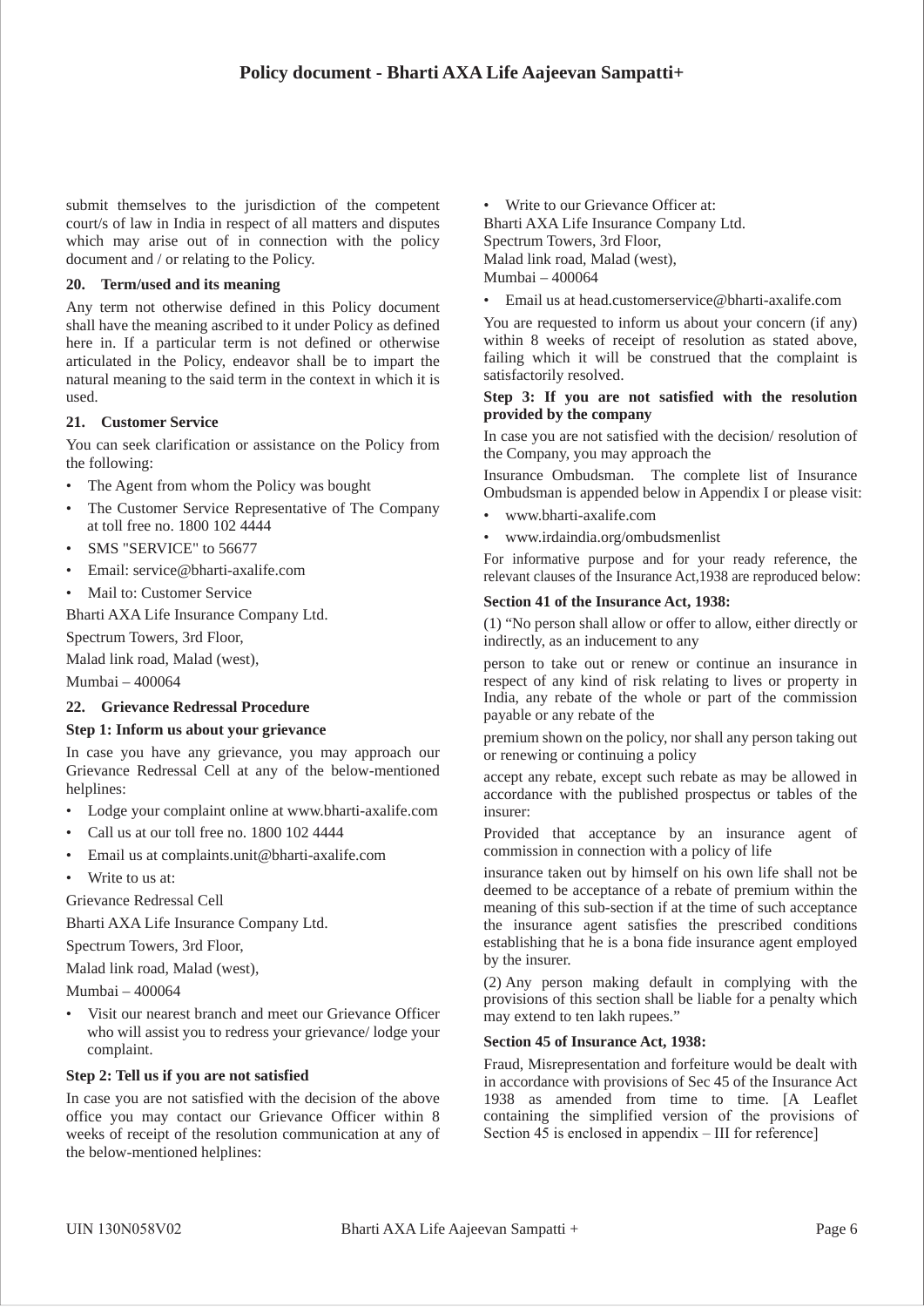submit themselves to the jurisdiction of the competent court/s of law in India in respect of all matters and disputes which may arise out of in connection with the policy document and / or relating to the Policy.

**20. Term/used and its meaning**

Any term not otherwise defined in this Policy document shall have the meaning ascribed to it under Policy as defined here in. If a particular term is not defined or otherwise articulated in the Policy, endeavor shall be to impart the natural meaning to the said term in the context in which it is used.

**21. Customer Service**

You can seek clarification or assistance on the Policy from the following:

- The Agent from whom the Policy was bought
- The Customer Service Representative of The Company at toll free no. 1800 102 4444
- SMS "SERVICE" to 56677
- Email: service@bharti-axalife.com
- Mail to: Customer Service

Bharti AXA Life Insurance Company Ltd.

Spectrum Towers, 3rd Floor,

Malad link road, Malad (west),

Mumbai – 400064

**22. Grievance Redressal Procedure**

**Step 1: Inform us about your grievance**

In case you have any grievance, you may approach our Grievance Redressal Cell at any of the below-mentioned helplines:

- Lodge your complaint online at www.bharti-axalife.com
- Call us at our toll free no. 1800 102 4444
- Email us at complaints.unit@bharti-axalife.com
- Write to us at:

Grievance Redressal Cell

Bharti AXA Life Insurance Company Ltd.

Spectrum Towers, 3rd Floor,

Malad link road, Malad (west),

Mumbai – 400064

- Visit our nearest branch and meet our Grievance Officer who will assist you to redress your grievance/ lodge your complaint.

**Step 2: Tell us if you are not satisfied**

In case you are not satisfied with the decision of the above office you may contact our Grievance Officer within 8 weeks of receipt of the resolution communication at any of the below-mentioned helplines:

- Write to our Grievance Officer at:

Bharti AXA Life Insurance Company Ltd.
Spectrum Towers, 3rd Floor,
Malad link road, Malad (west),
Mumbai – 400064

- Email us at head.customerservice@bharti-axalife.com

You are requested to inform us about your concern (if any) within 8 weeks of receipt of resolution as stated above, failing which it will be construed that the complaint is satisfactorily resolved.

**Step 3: If you are not satisfied with the resolution provided by the company**

In case you are not satisfied with the decision/ resolution of the Company, you may approach the

Insurance Ombudsman. The complete list of Insurance Ombudsman is appended below in Appendix I or please visit:

- www.bharti-axalife.com
- www.irdaindia.org/ombudsmenlist

For informative purpose and for your ready reference, the relevant clauses of the Insurance Act,1938 are reproduced below:

**Section 41 of the Insurance Act, 1938:**

(1) "No person shall allow or offer to allow, either directly or indirectly, as an inducement to any

person to take out or renew or continue an insurance in respect of any kind of risk relating to lives or property in India, any rebate of the whole or part of the commission payable or any rebate of the

premium shown on the policy, nor shall any person taking out or renewing or continuing a policy

accept any rebate, except such rebate as may be allowed in accordance with the published prospectus or tables of the insurer:

Provided that acceptance by an insurance agent of commission in connection with a policy of life

insurance taken out by himself on his own life shall not be deemed to be acceptance of a rebate of premium within the meaning of this sub-section if at the time of such acceptance the insurance agent satisfies the prescribed conditions establishing that he is a bona fide insurance agent employed by the insurer.

(2) Any person making default in complying with the provisions of this section shall be liable for a penalty which may extend to ten lakh rupees."

**Section 45 of Insurance Act, 1938:**

Fraud, Misrepresentation and forfeiture would be dealt with in accordance with provisions of Sec 45 of the Insurance Act 1938 as amended from time to time. [A Leaflet containing the simplified version of the provisions of Section 45 is enclosed in appendix – III for reference]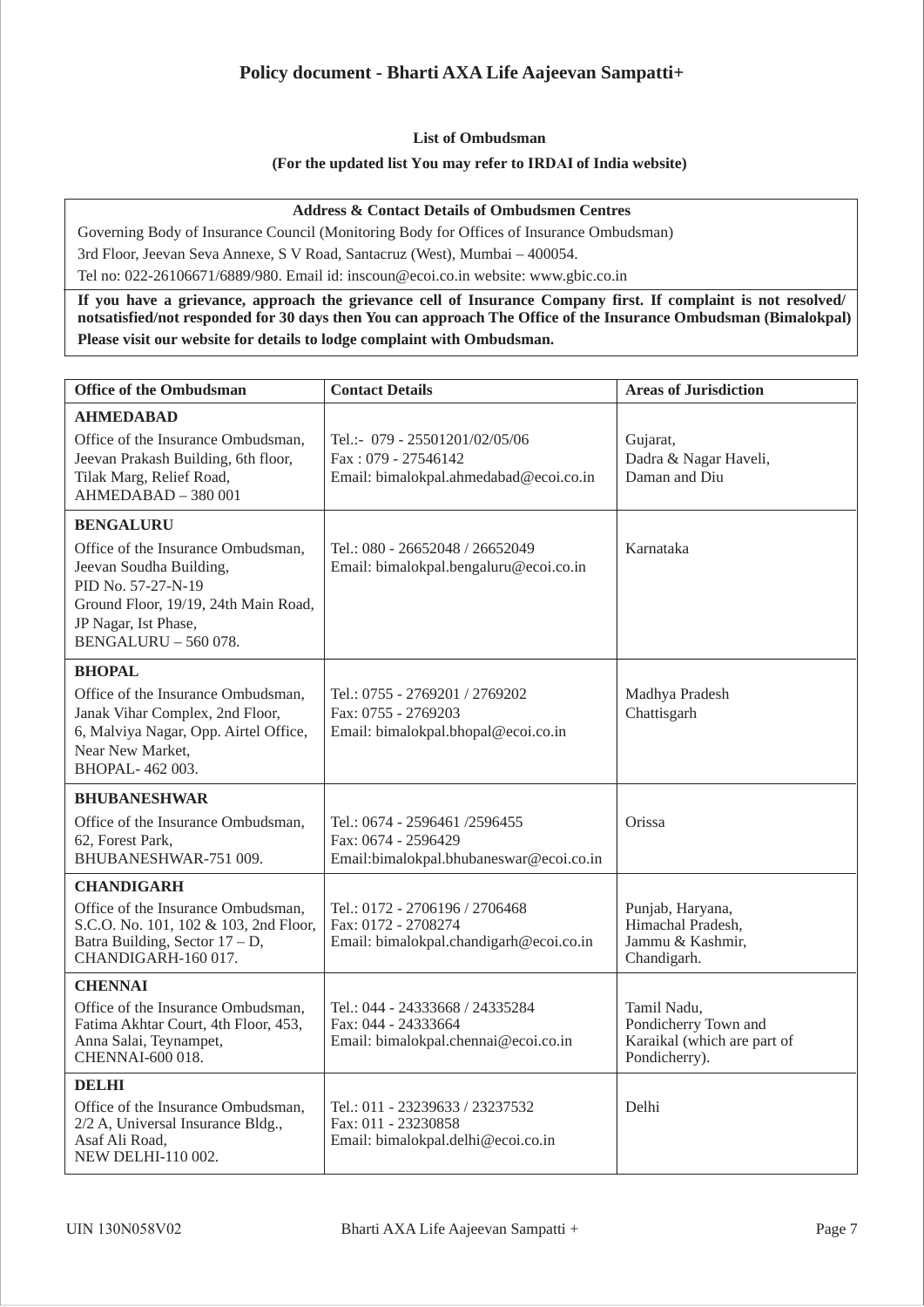## List of Ombudsman

**(For the updated list You may refer to IRDAI of India website)**

| Address & Contact Details of Ombudsmen Centres |
|---|
| Governing Body of Insurance Council (Monitoring Body for Offices of Insurance Ombudsman)<br>3rd Floor, Jeevan Seva Annexe, S V Road, Santacruz (West), Mumbai – 400054.<br>Tel no: 022-26106671/6889/980. Email id: inscoun@ecoi.co.in website: www.gbic.co.in |
| **If you have a grievance, approach the grievance cell of Insurance Company first. If complaint is not resolved/ notsatisfied/not responded for 30 days then You can approach The Office of the Insurance Ombudsman (Bimalokpal) Please visit our website for details to lodge complaint with Ombudsman.** |

| Office of the Ombudsman | Contact Details | Areas of Jurisdiction |
|---|---|---|
| **AHMEDABAD**<br>Office of the Insurance Ombudsman, Jeevan Prakash Building, 6th floor, Tilak Marg, Relief Road, AHMEDABAD – 380 001 | Tel.:- 079 - 25501201/02/05/06<br>Fax : 079 - 27546142<br>Email: bimalokpal.ahmedabad@ecoi.co.in | Gujarat,<br>Dadra & Nagar Haveli,<br>Daman and Diu |
| **BENGALURU**<br>Office of the Insurance Ombudsman, Jeevan Soudha Building, PID No. 57-27-N-19 Ground Floor, 19/19, 24th Main Road, JP Nagar, Ist Phase, BENGALURU – 560 078. | Tel.: 080 - 26652048 / 26652049<br>Email: bimalokpal.bengaluru@ecoi.co.in | Karnataka |
| **BHOPAL**<br>Office of the Insurance Ombudsman, Janak Vihar Complex, 2nd Floor, 6, Malviya Nagar, Opp. Airtel Office, Near New Market, BHOPAL- 462 003. | Tel.: 0755 - 2769201 / 2769202<br>Fax: 0755 - 2769203<br>Email: bimalokpal.bhopal@ecoi.co.in | Madhya Pradesh<br>Chattisgarh |
| **BHUBANESHWAR**<br>Office of the Insurance Ombudsman, 62, Forest Park, BHUBANESHWAR-751 009. | Tel.: 0674 - 2596461 /2596455<br>Fax: 0674 - 2596429<br>Email:bimalokpal.bhubaneswar@ecoi.co.in | Orissa |
| **CHANDIGARH**<br>Office of the Insurance Ombudsman, S.C.O. No. 101, 102 & 103, 2nd Floor, Batra Building, Sector 17 – D, CHANDIGARH-160 017. | Tel.: 0172 - 2706196 / 2706468<br>Fax: 0172 - 2708274<br>Email: bimalokpal.chandigarh@ecoi.co.in | Punjab, Haryana,<br>Himachal Pradesh,<br>Jammu & Kashmir,<br>Chandigarh. |
| **CHENNAI**<br>Office of the Insurance Ombudsman, Fatima Akhtar Court, 4th Floor, 453, Anna Salai, Teynampet, CHENNAI-600 018. | Tel.: 044 - 24333668 / 24335284<br>Fax: 044 - 24333664<br>Email: bimalokpal.chennai@ecoi.co.in | Tamil Nadu,<br>Pondicherry Town and Karaikal (which are part of Pondicherry). |
| **DELHI**<br>Office of the Insurance Ombudsman, 2/2 A, Universal Insurance Bldg., Asaf Ali Road, NEW DELHI-110 002. | Tel.: 011 - 23239633 / 23237532<br>Fax: 011 - 23230858<br>Email: bimalokpal.delhi@ecoi.co.in | Delhi |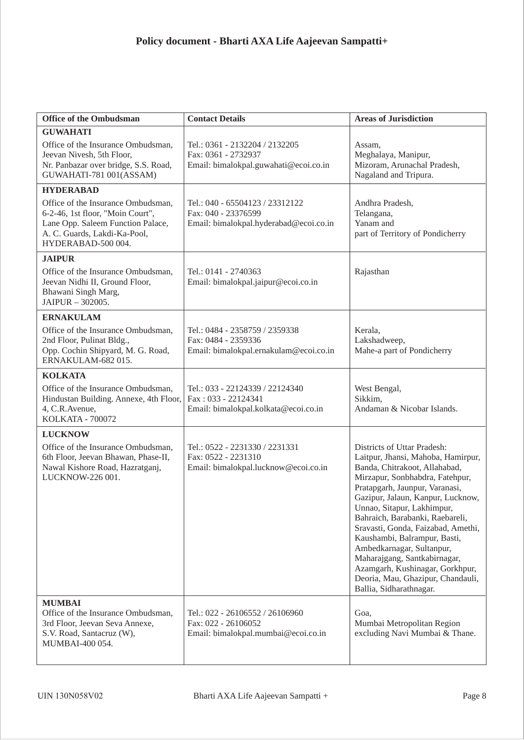| Office of the Ombudsman | Contact Details | Areas of Jurisdiction |
|---|---|---|
| **GUWAHATI**<br>Office of the Insurance Ombudsman,<br>Jeevan Nivesh, 5th Floor,<br>Nr. Panbazar over bridge, S.S. Road,<br>GUWAHATI-781 001(ASSAM) | Tel.: 0361 - 2132204 / 2132205<br>Fax: 0361 - 2732937<br>Email: bimalokpal.guwahati@ecoi.co.in | Assam,<br>Meghalaya, Manipur,<br>Mizoram, Arunachal Pradesh,<br>Nagaland and Tripura. |
| **HYDERABAD**<br>Office of the Insurance Ombudsman,<br>6-2-46, 1st floor, "Moin Court",<br>Lane Opp. Saleem Function Palace,<br>A. C. Guards, Lakdi-Ka-Pool,<br>HYDERABAD-500 004. | Tel.: 040 - 65504123 / 23312122<br>Fax: 040 - 23376599<br>Email: bimalokpal.hyderabad@ecoi.co.in | Andhra Pradesh,<br>Telangana,<br>Yanam and<br>part of Territory of Pondicherry |
| **JAIPUR**<br>Office of the Insurance Ombudsman,<br>Jeevan Nidhi II, Ground Floor,<br>Bhawani Singh Marg,<br>JAIPUR – 302005. | Tel.: 0141 - 2740363<br>Email: bimalokpal.jaipur@ecoi.co.in | Rajasthan |
| **ERNAKULAM**<br>Office of the Insurance Ombudsman,<br>2nd Floor, Pulinat Bldg.,<br>Opp. Cochin Shipyard, M. G. Road,<br>ERNAKULAM-682 015. | Tel.: 0484 - 2358759 / 2359338<br>Fax: 0484 - 2359336<br>Email: bimalokpal.ernakulam@ecoi.co.in | Kerala,<br>Lakshadweep,<br>Mahe-a part of Pondicherry |
| **KOLKATA**<br>Office of the Insurance Ombudsman,<br>Hindustan Building. Annexe, 4th Floor,<br>4, C.R.Avenue,<br>KOLKATA - 700072 | Tel.: 033 - 22124339 / 22124340<br>Fax : 033 - 22124341<br>Email: bimalokpal.kolkata@ecoi.co.in | West Bengal,<br>Sikkim,<br>Andaman & Nicobar Islands. |
| **LUCKNOW**<br>Office of the Insurance Ombudsman,<br>6th Floor, Jeevan Bhawan, Phase-II,<br>Nawal Kishore Road, Hazratganj,<br>LUCKNOW-226 001. | Tel.: 0522 - 2231330 / 2231331<br>Fax: 0522 - 2231310<br>Email: bimalokpal.lucknow@ecoi.co.in | Districts of Uttar Pradesh:<br>Laitpur, Jhansi, Mahoba, Hamirpur, Banda, Chitrakoot, Allahabad, Mirzapur, Sonbhabdra, Fatehpur, Pratapgarh, Jaunpur, Varanasi, Gazipur, Jalaun, Kanpur, Lucknow, Unnao, Sitapur, Lakhimpur, Bahraich, Barabanki, Raebareli, Sravasti, Gonda, Faizabad, Amethi, Kaushambi, Balrampur, Basti, Ambedkarnagar, Sultanpur, Maharajgang, Santkabirnagar, Azamgarh, Kushinagar, Gorkhpur, Deoria, Mau, Ghazipur, Chandauli, Ballia, Sidharathnagar. |
| **MUMBAI**<br>Office of the Insurance Ombudsman,<br>3rd Floor, Jeevan Seva Annexe,<br>S.V. Road, Santacruz (W),<br>MUMBAI-400 054. | Tel.: 022 - 26106552 / 26106960<br>Fax: 022 - 26106052<br>Email: bimalokpal.mumbai@ecoi.co.in | Goa,<br>Mumbai Metropolitan Region<br>excluding Navi Mumbai & Thane. |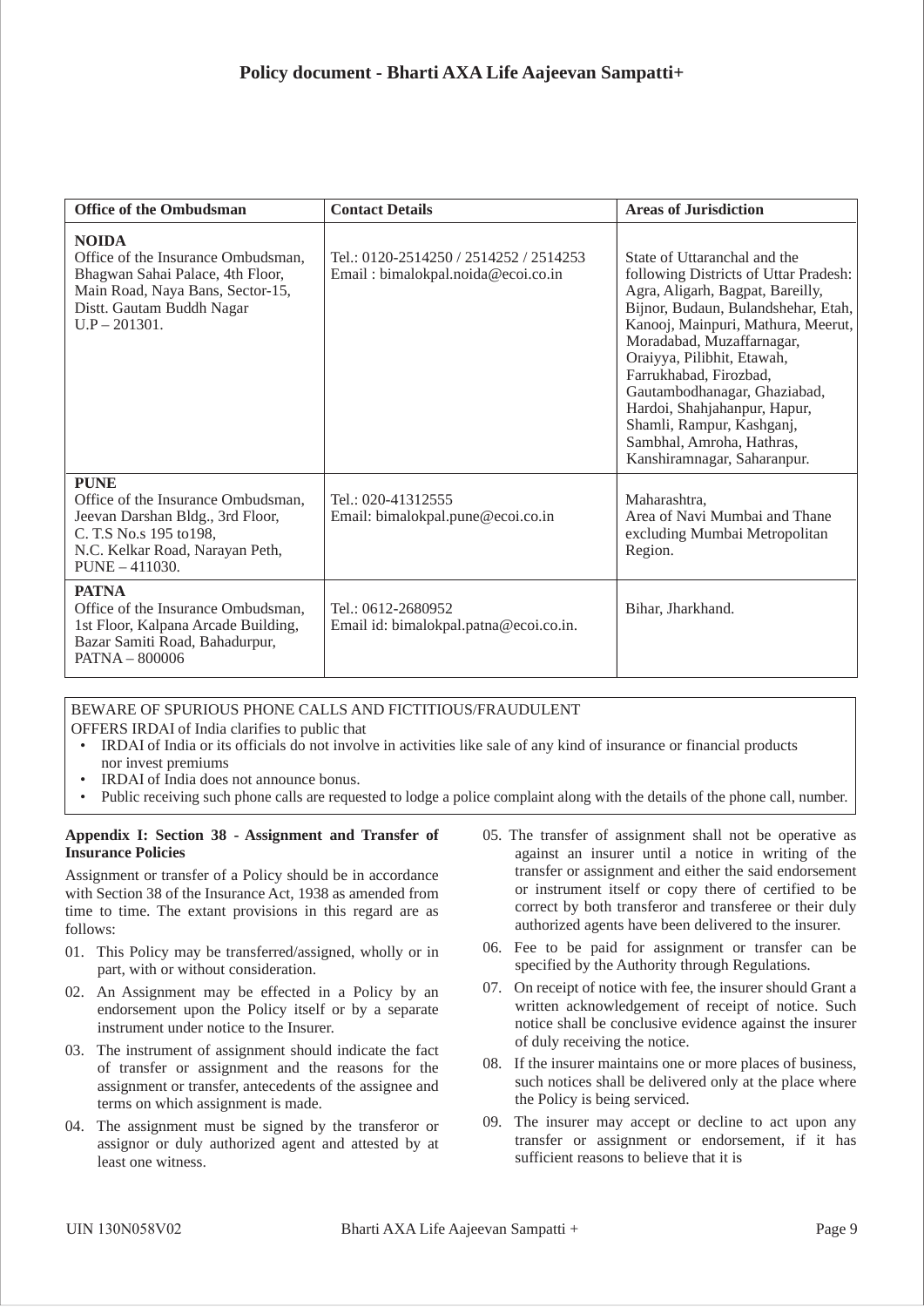| Office of the Ombudsman | Contact Details | Areas of Jurisdiction |
|---|---|---|
| **NOIDA**<br>Office of the Insurance Ombudsman,<br>Bhagwan Sahai Palace, 4th Floor,<br>Main Road, Naya Bans, Sector-15,<br>Distt. Gautam Buddh Nagar<br>U.P – 201301. | Tel.: 0120-2514250 / 2514252 / 2514253<br>Email : bimalokpal.noida@ecoi.co.in | State of Uttaranchal and the following Districts of Uttar Pradesh: Agra, Aligarh, Bagpat, Bareilly, Bijnor, Budaun, Bulandshehar, Etah, Kanooj, Mainpuri, Mathura, Meerut, Moradabad, Muzaffarnagar, Oraiyya, Pilibhit, Etawah, Farrukhabad, Firozbad, Gautambodhanagar, Ghaziabad, Hardoi, Shahjahanpur, Hapur, Shamli, Rampur, Kashganj, Sambhal, Amroha, Hathras, Kanshiramnagar, Saharanpur. |
| **PUNE**<br>Office of the Insurance Ombudsman,<br>Jeevan Darshan Bldg., 3rd Floor,<br>C. T.S No.s 195 to198,<br>N.C. Kelkar Road, Narayan Peth,<br>PUNE – 411030. | Tel.: 020-41312555<br>Email: bimalokpal.pune@ecoi.co.in | Maharashtra,<br>Area of Navi Mumbai and Thane excluding Mumbai Metropolitan Region. |
| **PATNA**<br>Office of the Insurance Ombudsman,<br>1st Floor, Kalpana Arcade Building,<br>Bazar Samiti Road, Bahadurpur,<br>PATNA – 800006 | Tel.: 0612-2680952<br>Email id: bimalokpal.patna@ecoi.co.in. | Bihar, Jharkhand. |

BEWARE OF SPURIOUS PHONE CALLS AND FICTITIOUS/FRAUDULENT OFFERS IRDAI of India clarifies to public that

- IRDAI of India or its officials do not involve in activities like sale of any kind of insurance or financial products nor invest premiums
- IRDAI of India does not announce bonus.
- Public receiving such phone calls are requested to lodge a police complaint along with the details of the phone call, number.

**Appendix I: Section 38 - Assignment and Transfer of Insurance Policies**

Assignment or transfer of a Policy should be in accordance with Section 38 of the Insurance Act, 1938 as amended from time to time. The extant provisions in this regard are as follows:

01. This Policy may be transferred/assigned, wholly or in part, with or without consideration.
02. An Assignment may be effected in a Policy by an endorsement upon the Policy itself or by a separate instrument under notice to the Insurer.
03. The instrument of assignment should indicate the fact of transfer or assignment and the reasons for the assignment or transfer, antecedents of the assignee and terms on which assignment is made.
04. The assignment must be signed by the transferor or assignor or duly authorized agent and attested by at least one witness.
05. The transfer of assignment shall not be operative as against an insurer until a notice in writing of the transfer or assignment and either the said endorsement or instrument itself or copy there of certified to be correct by both transferor and transferee or their duly authorized agents have been delivered to the insurer.
06. Fee to be paid for assignment or transfer can be specified by the Authority through Regulations.
07. On receipt of notice with fee, the insurer should Grant a written acknowledgement of receipt of notice. Such notice shall be conclusive evidence against the insurer of duly receiving the notice.
08. If the insurer maintains one or more places of business, such notices shall be delivered only at the place where the Policy is being serviced.
09. The insurer may accept or decline to act upon any transfer or assignment or endorsement, if it has sufficient reasons to believe that it is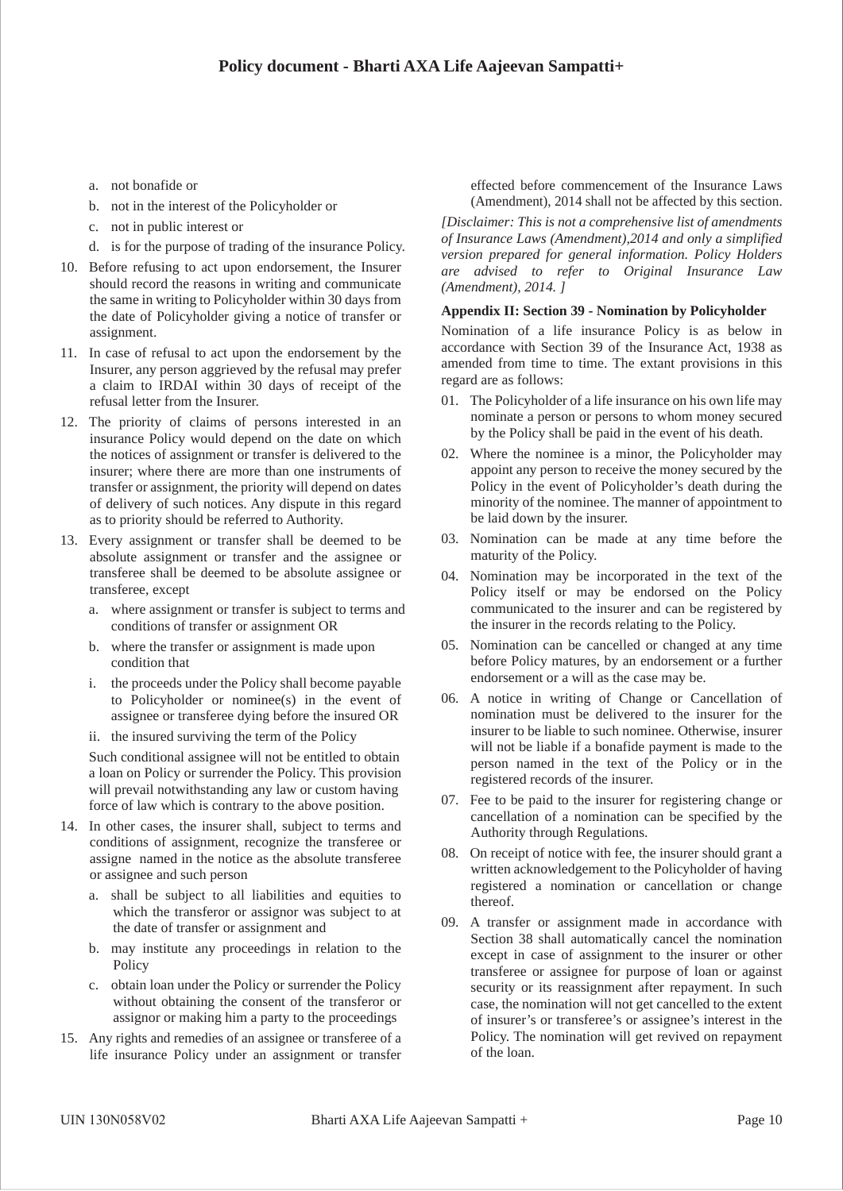a. not bonafide or
b. not in the interest of the Policyholder or
c. not in public interest or
d. is for the purpose of trading of the insurance Policy.

10. Before refusing to act upon endorsement, the Insurer should record the reasons in writing and communicate the same in writing to Policyholder within 30 days from the date of Policyholder giving a notice of transfer or assignment.
11. In case of refusal to act upon the endorsement by the Insurer, any person aggrieved by the refusal may prefer a claim to IRDAI within 30 days of receipt of the refusal letter from the Insurer.
12. The priority of claims of persons interested in an insurance Policy would depend on the date on which the notices of assignment or transfer is delivered to the insurer; where there are more than one instruments of transfer or assignment, the priority will depend on dates of delivery of such notices. Any dispute in this regard as to priority should be referred to Authority.
13. Every assignment or transfer shall be deemed to be absolute assignment or transfer and the assignee or transferee shall be deemed to be absolute assignee or transferee, except
    a. where assignment or transfer is subject to terms and conditions of transfer or assignment OR
    b. where the transfer or assignment is made upon condition that
    i. the proceeds under the Policy shall become payable to Policyholder or nominee(s) in the event of assignee or transferee dying before the insured OR
    ii. the insured surviving the term of the Policy

    Such conditional assignee will not be entitled to obtain a loan on Policy or surrender the Policy. This provision will prevail notwithstanding any law or custom having force of law which is contrary to the above position.
14. In other cases, the insurer shall, subject to terms and conditions of assignment, recognize the transferee or assigne named in the notice as the absolute transferee or assignee and such person
    a. shall be subject to all liabilities and equities to which the transferor or assignor was subject to at the date of transfer or assignment and
    b. may institute any proceedings in relation to the Policy
    c. obtain loan under the Policy or surrender the Policy without obtaining the consent of the transferor or assignor or making him a party to the proceedings
15. Any rights and remedies of an assignee or transferee of a life insurance Policy under an assignment or transfer effected before commencement of the Insurance Laws (Amendment), 2014 shall not be affected by this section.

*[Disclaimer: This is not a comprehensive list of amendments of Insurance Laws (Amendment),2014 and only a simplified version prepared for general information. Policy Holders are advised to refer to Original Insurance Law (Amendment), 2014. ]*

**Appendix II: Section 39 - Nomination by Policyholder**

Nomination of a life insurance Policy is as below in accordance with Section 39 of the Insurance Act, 1938 as amended from time to time. The extant provisions in this regard are as follows:

01. The Policyholder of a life insurance on his own life may nominate a person or persons to whom money secured by the Policy shall be paid in the event of his death.
02. Where the nominee is a minor, the Policyholder may appoint any person to receive the money secured by the Policy in the event of Policyholder's death during the minority of the nominee. The manner of appointment to be laid down by the insurer.
03. Nomination can be made at any time before the maturity of the Policy.
04. Nomination may be incorporated in the text of the Policy itself or may be endorsed on the Policy communicated to the insurer and can be registered by the insurer in the records relating to the Policy.
05. Nomination can be cancelled or changed at any time before Policy matures, by an endorsement or a further endorsement or a will as the case may be.
06. A notice in writing of Change or Cancellation of nomination must be delivered to the insurer for the insurer to be liable to such nominee. Otherwise, insurer will not be liable if a bonafide payment is made to the person named in the text of the Policy or in the registered records of the insurer.
07. Fee to be paid to the insurer for registering change or cancellation of a nomination can be specified by the Authority through Regulations.
08. On receipt of notice with fee, the insurer should grant a written acknowledgement to the Policyholder of having registered a nomination or cancellation or change thereof.
09. A transfer or assignment made in accordance with Section 38 shall automatically cancel the nomination except in case of assignment to the insurer or other transferee or assignee for purpose of loan or against security or its reassignment after repayment. In such case, the nomination will not get cancelled to the extent of insurer's or transferee's or assignee's interest in the Policy. The nomination will get revived on repayment of the loan.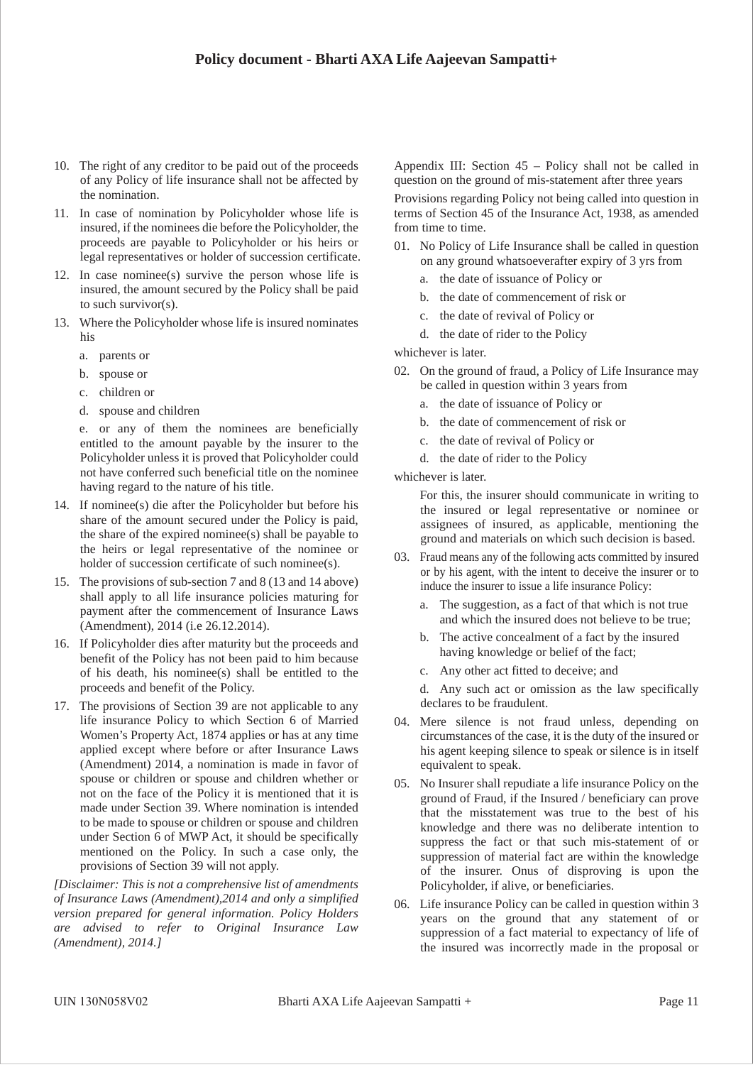10. The right of any creditor to be paid out of the proceeds of any Policy of life insurance shall not be affected by the nomination.

11. In case of nomination by Policyholder whose life is insured, if the nominees die before the Policyholder, the proceeds are payable to Policyholder or his heirs or legal representatives or holder of succession certificate.

12. In case nominee(s) survive the person whose life is insured, the amount secured by the Policy shall be paid to such survivor(s).

13. Where the Policyholder whose life is insured nominates his

    a. parents or

    b. spouse or

    c. children or

    d. spouse and children

    e. or any of them the nominees are beneficially entitled to the amount payable by the insurer to the Policyholder unless it is proved that Policyholder could not have conferred such beneficial title on the nominee having regard to the nature of his title.

14. If nominee(s) die after the Policyholder but before his share of the amount secured under the Policy is paid, the share of the expired nominee(s) shall be payable to the heirs or legal representative of the nominee or holder of succession certificate of such nominee(s).

15. The provisions of sub-section 7 and 8 (13 and 14 above) shall apply to all life insurance policies maturing for payment after the commencement of Insurance Laws (Amendment), 2014 (i.e 26.12.2014).

16. If Policyholder dies after maturity but the proceeds and benefit of the Policy has not been paid to him because of his death, his nominee(s) shall be entitled to the proceeds and benefit of the Policy.

17. The provisions of Section 39 are not applicable to any life insurance Policy to which Section 6 of Married Women's Property Act, 1874 applies or has at any time applied except where before or after Insurance Laws (Amendment) 2014, a nomination is made in favor of spouse or children or spouse and children whether or not on the face of the Policy it is mentioned that it is made under Section 39. Where nomination is intended to be made to spouse or children or spouse and children under Section 6 of MWP Act, it should be specifically mentioned on the Policy. In such a case only, the provisions of Section 39 will not apply.

*[Disclaimer: This is not a comprehensive list of amendments of Insurance Laws (Amendment),2014 and only a simplified version prepared for general information. Policy Holders are advised to refer to Original Insurance Law (Amendment), 2014.]*

Appendix III: Section 45 – Policy shall not be called in question on the ground of mis-statement after three years

Provisions regarding Policy not being called into question in terms of Section 45 of the Insurance Act, 1938, as amended from time to time.

01. No Policy of Life Insurance shall be called in question on any ground whatsoeverafter expiry of 3 yrs from

    a. the date of issuance of Policy or

    b. the date of commencement of risk or

    c. the date of revival of Policy or

    d. the date of rider to the Policy

whichever is later.

02. On the ground of fraud, a Policy of Life Insurance may be called in question within 3 years from

    a. the date of issuance of Policy or

    b. the date of commencement of risk or

    c. the date of revival of Policy or

    d. the date of rider to the Policy

whichever is later.

    For this, the insurer should communicate in writing to the insured or legal representative or nominee or assignees of insured, as applicable, mentioning the ground and materials on which such decision is based.

03. Fraud means any of the following acts committed by insured or by his agent, with the intent to deceive the insurer or to induce the insurer to issue a life insurance Policy:

    a. The suggestion, as a fact of that which is not true and which the insured does not believe to be true;

    b. The active concealment of a fact by the insured having knowledge or belief of the fact;

    c. Any other act fitted to deceive; and

    d. Any such act or omission as the law specifically declares to be fraudulent.

04. Mere silence is not fraud unless, depending on circumstances of the case, it is the duty of the insured or his agent keeping silence to speak or silence is in itself equivalent to speak.

05. No Insurer shall repudiate a life insurance Policy on the ground of Fraud, if the Insured / beneficiary can prove that the misstatement was true to the best of his knowledge and there was no deliberate intention to suppress the fact or that such mis-statement of or suppression of material fact are within the knowledge of the insurer. Onus of disproving is upon the Policyholder, if alive, or beneficiaries.

06. Life insurance Policy can be called in question within 3 years on the ground that any statement of or suppression of a fact material to expectancy of life of the insured was incorrectly made in the proposal or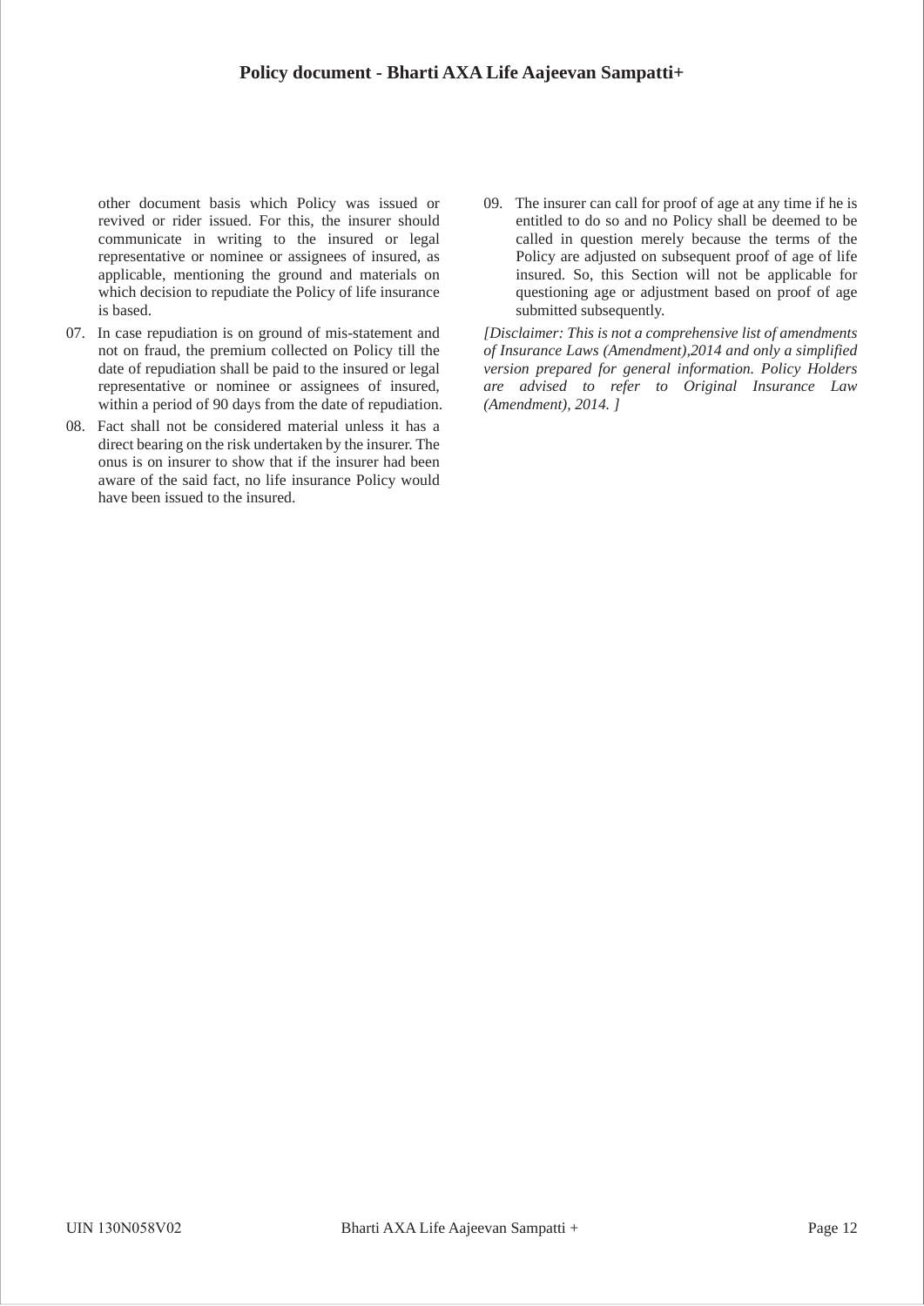other document basis which Policy was issued or revived or rider issued. For this, the insurer should communicate in writing to the insured or legal representative or nominee or assignees of insured, as applicable, mentioning the ground and materials on which decision to repudiate the Policy of life insurance is based.

07. In case repudiation is on ground of mis-statement and not on fraud, the premium collected on Policy till the date of repudiation shall be paid to the insured or legal representative or nominee or assignees of insured, within a period of 90 days from the date of repudiation.

08. Fact shall not be considered material unless it has a direct bearing on the risk undertaken by the insurer. The onus is on insurer to show that if the insurer had been aware of the said fact, no life insurance Policy would have been issued to the insured.

09. The insurer can call for proof of age at any time if he is entitled to do so and no Policy shall be deemed to be called in question merely because the terms of the Policy are adjusted on subsequent proof of age of life insured. So, this Section will not be applicable for questioning age or adjustment based on proof of age submitted subsequently.

*[Disclaimer: This is not a comprehensive list of amendments of Insurance Laws (Amendment),2014 and only a simplified version prepared for general information. Policy Holders are advised to refer to Original Insurance Law (Amendment), 2014. ]*